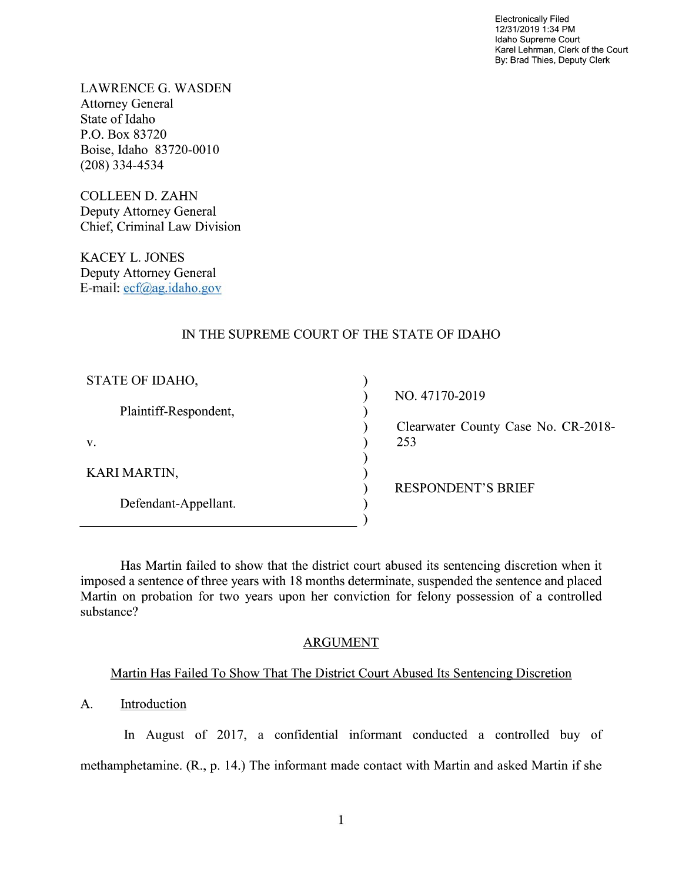Electronically Filed
12/31/2019 1:34 PM
Idaho Supreme Court
Karel Lehrman, Clerk of the Court
By: Brad Thies, Deputy Clerk

LAWRENCE G. WASDEN
Attorney General
State of Idaho
P.O. Box 83720
Boise, Idaho 83720-0010
(208) 334-4534

COLLEEN D. ZAHN
Deputy Attorney General
Chief, Criminal Law Division

KACEY L. JONES
Deputy Attorney General
E-mail: ecf@ag.idaho.gov

IN THE SUPREME COURT OF THE STATE OF IDAHO

| | | |
|---|---|---|
| STATE OF IDAHO, | ) | NO. 47170-2019 |
| Plaintiff-Respondent, | ) | Clearwater County Case No. CR-2018-253 |
| v. | ) | |
| KARI MARTIN, | ) | RESPONDENT'S BRIEF |
| Defendant-Appellant. | ) | |

Has Martin failed to show that the district court abused its sentencing discretion when it imposed a sentence of three years with 18 months determinate, suspended the sentence and placed Martin on probation for two years upon her conviction for felony possession of a controlled substance?

## ARGUMENT

### Martin Has Failed To Show That The District Court Abused Its Sentencing Discretion

A. Introduction

In August of 2017, a confidential informant conducted a controlled buy of methamphetamine. (R., p. 14.) The informant made contact with Martin and asked Martin if she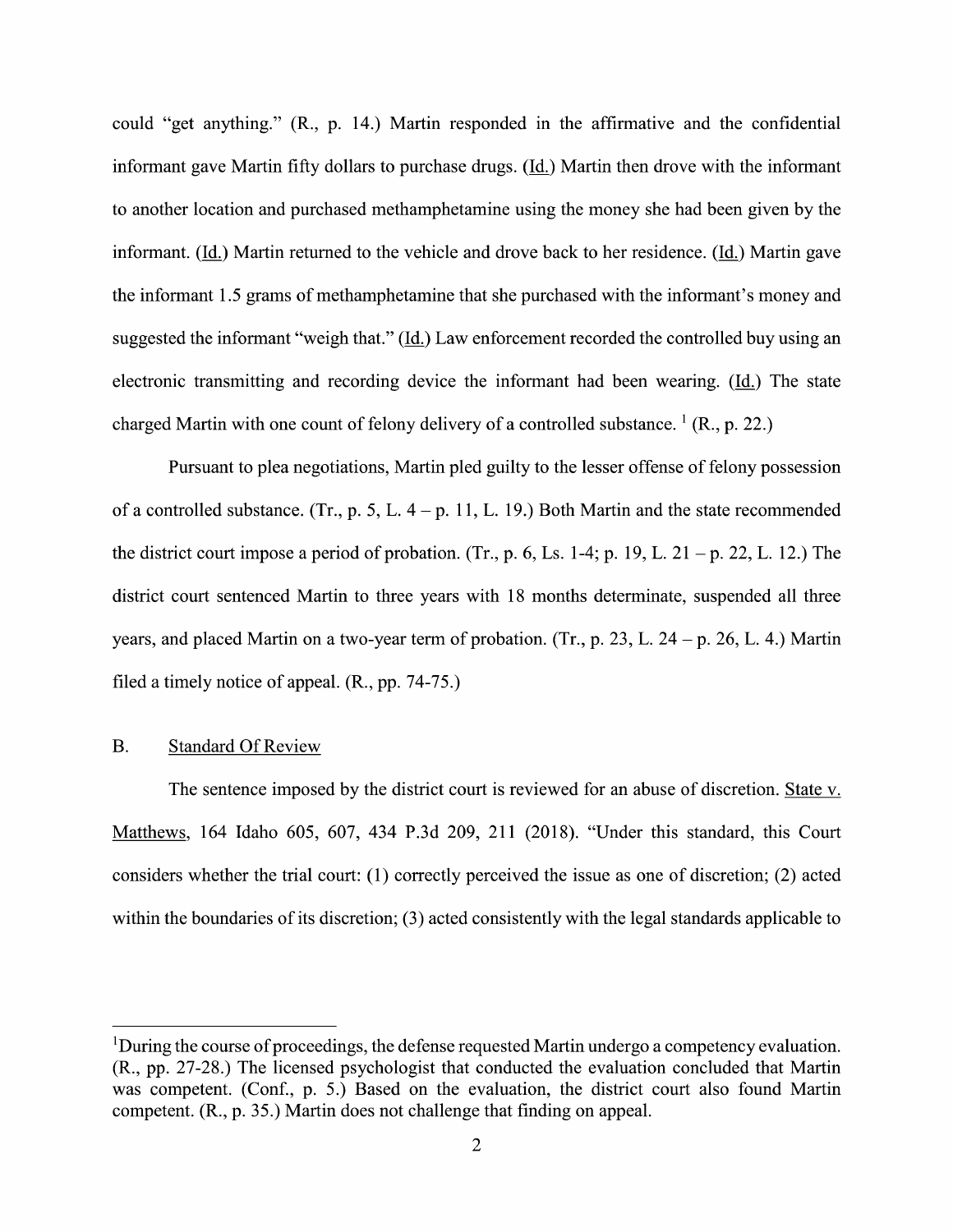could "get anything." (R., p. 14.) Martin responded in the affirmative and the confidential informant gave Martin fifty dollars to purchase drugs. (Id.) Martin then drove with the informant to another location and purchased methamphetamine using the money she had been given by the informant. (Id.) Martin returned to the vehicle and drove back to her residence. (Id.) Martin gave the informant 1.5 grams of methamphetamine that she purchased with the informant's money and suggested the informant "weigh that." (Id.) Law enforcement recorded the controlled buy using an electronic transmitting and recording device the informant had been wearing. (Id.) The state charged Martin with one count of felony delivery of a controlled substance. [1] (R., p. 22.)

Pursuant to plea negotiations, Martin pled guilty to the lesser offense of felony possession of a controlled substance. (Tr., p. 5, L. 4 – p. 11, L. 19.) Both Martin and the state recommended the district court impose a period of probation. (Tr., p. 6, Ls. 1-4; p. 19, L. 21 – p. 22, L. 12.) The district court sentenced Martin to three years with 18 months determinate, suspended all three years, and placed Martin on a two-year term of probation. (Tr., p. 23, L. 24 – p. 26, L. 4.) Martin filed a timely notice of appeal. (R., pp. 74-75.)

## B. Standard Of Review

The sentence imposed by the district court is reviewed for an abuse of discretion. State v. Matthews, 164 Idaho 605, 607, 434 P.3d 209, 211 (2018). "Under this standard, this Court considers whether the trial court: (1) correctly perceived the issue as one of discretion; (2) acted within the boundaries of its discretion; (3) acted consistently with the legal standards applicable to

---

[1] During the course of proceedings, the defense requested Martin undergo a competency evaluation. (R., pp. 27-28.) The licensed psychologist that conducted the evaluation concluded that Martin was competent. (Conf., p. 5.) Based on the evaluation, the district court also found Martin competent. (R., p. 35.) Martin does not challenge that finding on appeal.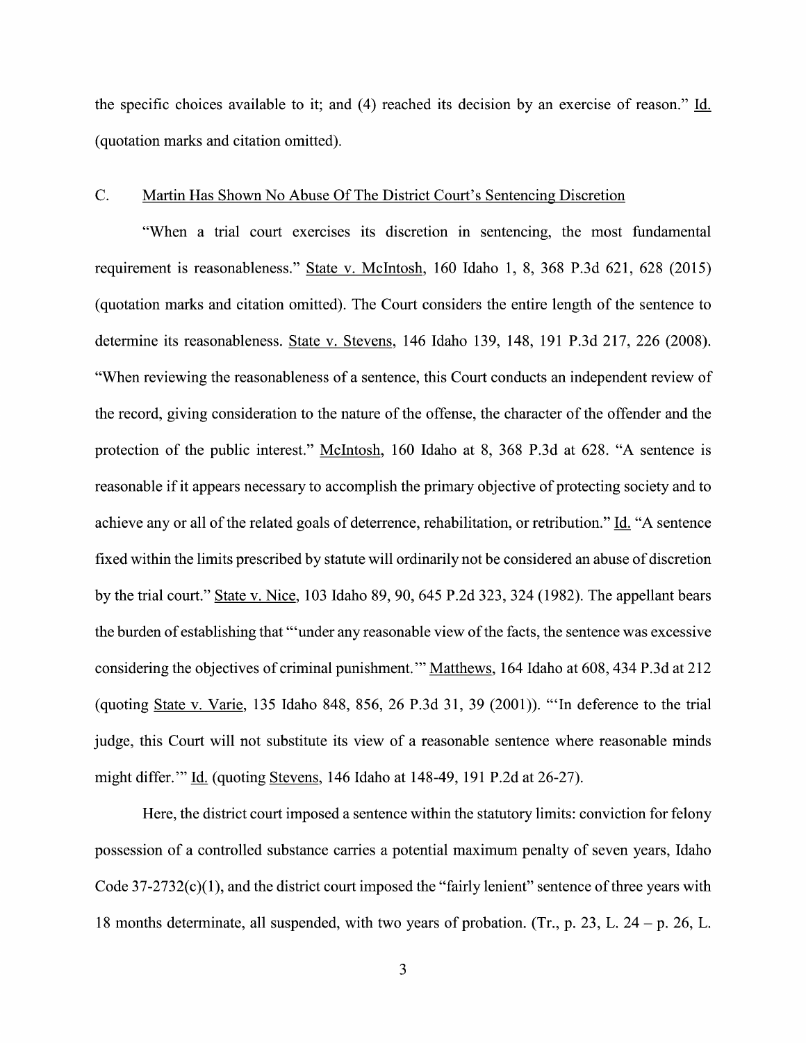the specific choices available to it; and (4) reached its decision by an exercise of reason." Id. (quotation marks and citation omitted).

### C. Martin Has Shown No Abuse Of The District Court's Sentencing Discretion

"When a trial court exercises its discretion in sentencing, the most fundamental requirement is reasonableness." State v. McIntosh, 160 Idaho 1, 8, 368 P.3d 621, 628 (2015) (quotation marks and citation omitted). The Court considers the entire length of the sentence to determine its reasonableness. State v. Stevens, 146 Idaho 139, 148, 191 P.3d 217, 226 (2008). "When reviewing the reasonableness of a sentence, this Court conducts an independent review of the record, giving consideration to the nature of the offense, the character of the offender and the protection of the public interest." McIntosh, 160 Idaho at 8, 368 P.3d at 628. "A sentence is reasonable if it appears necessary to accomplish the primary objective of protecting society and to achieve any or all of the related goals of deterrence, rehabilitation, or retribution." Id. "A sentence fixed within the limits prescribed by statute will ordinarily not be considered an abuse of discretion by the trial court." State v. Nice, 103 Idaho 89, 90, 645 P.2d 323, 324 (1982). The appellant bears the burden of establishing that "'under any reasonable view of the facts, the sentence was excessive considering the objectives of criminal punishment.'" Matthews, 164 Idaho at 608, 434 P.3d at 212 (quoting State v. Varie, 135 Idaho 848, 856, 26 P.3d 31, 39 (2001)). "'In deference to the trial judge, this Court will not substitute its view of a reasonable sentence where reasonable minds might differ.'" Id. (quoting Stevens, 146 Idaho at 148-49, 191 P.2d at 26-27).

Here, the district court imposed a sentence within the statutory limits: conviction for felony possession of a controlled substance carries a potential maximum penalty of seven years, Idaho Code 37-2732(c)(1), and the district court imposed the "fairly lenient" sentence of three years with 18 months determinate, all suspended, with two years of probation. (Tr., p. 23, L. 24 – p. 26, L.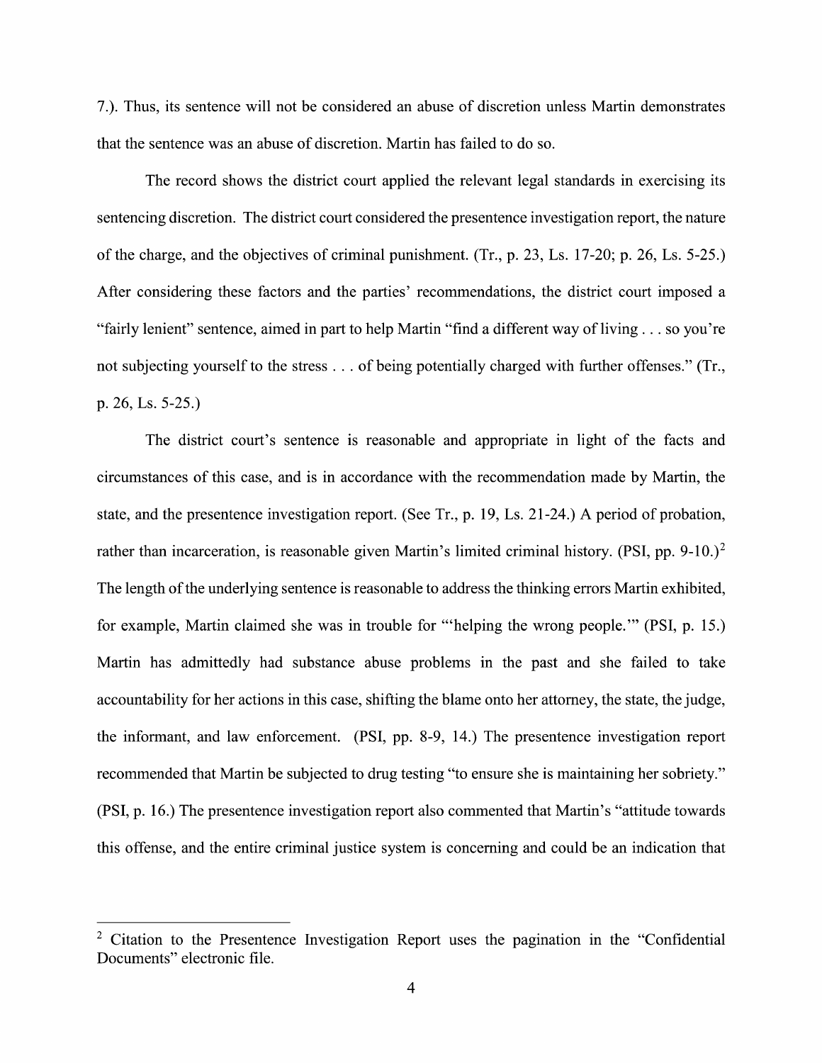7.). Thus, its sentence will not be considered an abuse of discretion unless Martin demonstrates that the sentence was an abuse of discretion. Martin has failed to do so.

The record shows the district court applied the relevant legal standards in exercising its sentencing discretion. The district court considered the presentence investigation report, the nature of the charge, and the objectives of criminal punishment. (Tr., p. 23, Ls. 17-20; p. 26, Ls. 5-25.) After considering these factors and the parties' recommendations, the district court imposed a "fairly lenient" sentence, aimed in part to help Martin "find a different way of living . . . so you're not subjecting yourself to the stress . . . of being potentially charged with further offenses." (Tr., p. 26, Ls. 5-25.)

The district court's sentence is reasonable and appropriate in light of the facts and circumstances of this case, and is in accordance with the recommendation made by Martin, the state, and the presentence investigation report. (See Tr., p. 19, Ls. 21-24.) A period of probation, rather than incarceration, is reasonable given Martin's limited criminal history. (PSI, pp. 9-10.)[2] The length of the underlying sentence is reasonable to address the thinking errors Martin exhibited, for example, Martin claimed she was in trouble for "'helping the wrong people.'" (PSI, p. 15.) Martin has admittedly had substance abuse problems in the past and she failed to take accountability for her actions in this case, shifting the blame onto her attorney, the state, the judge, the informant, and law enforcement. (PSI, pp. 8-9, 14.) The presentence investigation report recommended that Martin be subjected to drug testing "to ensure she is maintaining her sobriety." (PSI, p. 16.) The presentence investigation report also commented that Martin's "attitude towards this offense, and the entire criminal justice system is concerning and could be an indication that

---

[2] Citation to the Presentence Investigation Report uses the pagination in the "Confidential Documents" electronic file.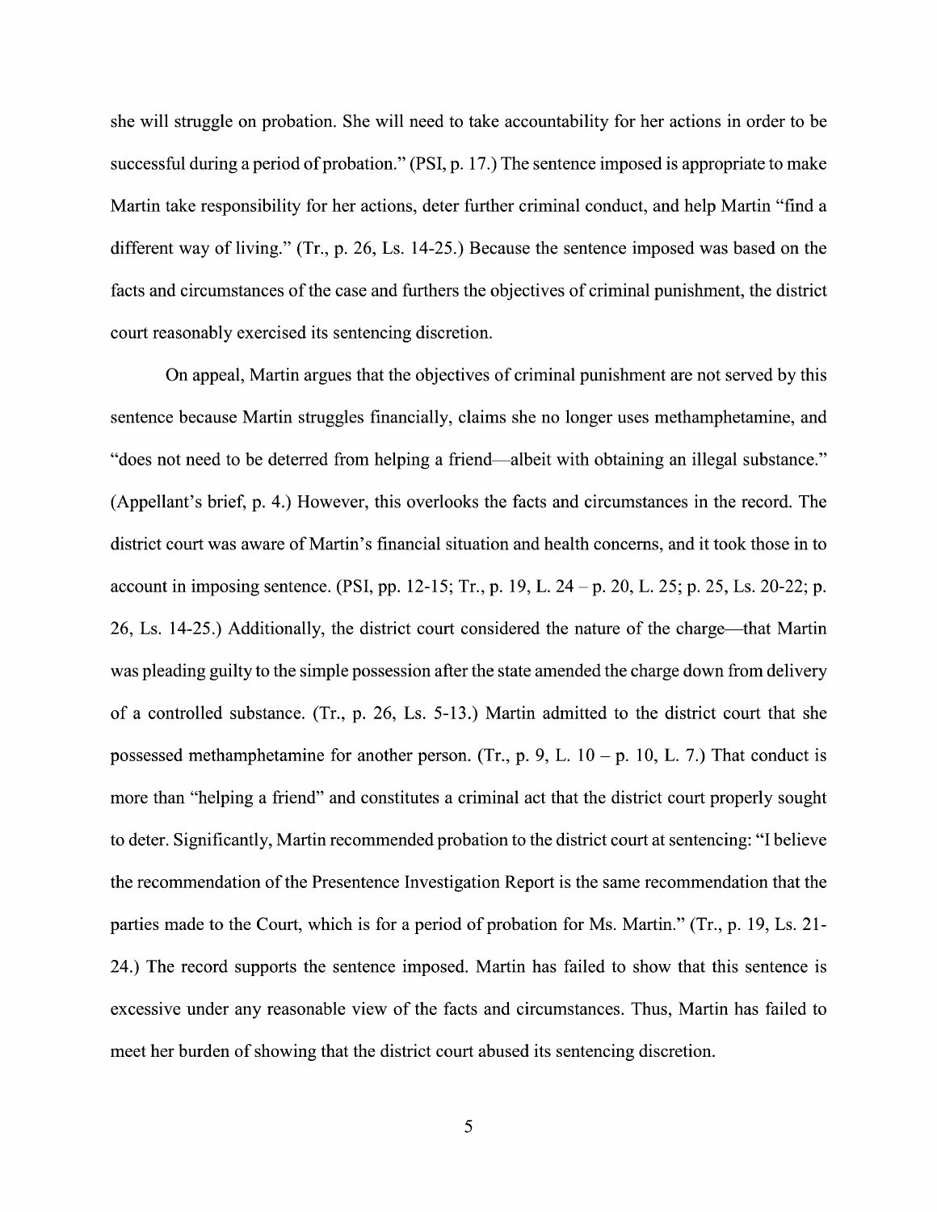she will struggle on probation. She will need to take accountability for her actions in order to be successful during a period of probation." (PSI, p. 17.) The sentence imposed is appropriate to make Martin take responsibility for her actions, deter further criminal conduct, and help Martin "find a different way of living." (Tr., p. 26, Ls. 14-25.) Because the sentence imposed was based on the facts and circumstances of the case and furthers the objectives of criminal punishment, the district court reasonably exercised its sentencing discretion.

On appeal, Martin argues that the objectives of criminal punishment are not served by this sentence because Martin struggles financially, claims she no longer uses methamphetamine, and "does not need to be deterred from helping a friend—albeit with obtaining an illegal substance." (Appellant's brief, p. 4.) However, this overlooks the facts and circumstances in the record. The district court was aware of Martin's financial situation and health concerns, and it took those in to account in imposing sentence. (PSI, pp. 12-15; Tr., p. 19, L. 24 – p. 20, L. 25; p. 25, Ls. 20-22; p. 26, Ls. 14-25.) Additionally, the district court considered the nature of the charge—that Martin was pleading guilty to the simple possession after the state amended the charge down from delivery of a controlled substance. (Tr., p. 26, Ls. 5-13.) Martin admitted to the district court that she possessed methamphetamine for another person. (Tr., p. 9, L. 10 – p. 10, L. 7.) That conduct is more than "helping a friend" and constitutes a criminal act that the district court properly sought to deter. Significantly, Martin recommended probation to the district court at sentencing: "I believe the recommendation of the Presentence Investigation Report is the same recommendation that the parties made to the Court, which is for a period of probation for Ms. Martin." (Tr., p. 19, Ls. 21-24.) The record supports the sentence imposed. Martin has failed to show that this sentence is excessive under any reasonable view of the facts and circumstances. Thus, Martin has failed to meet her burden of showing that the district court abused its sentencing discretion.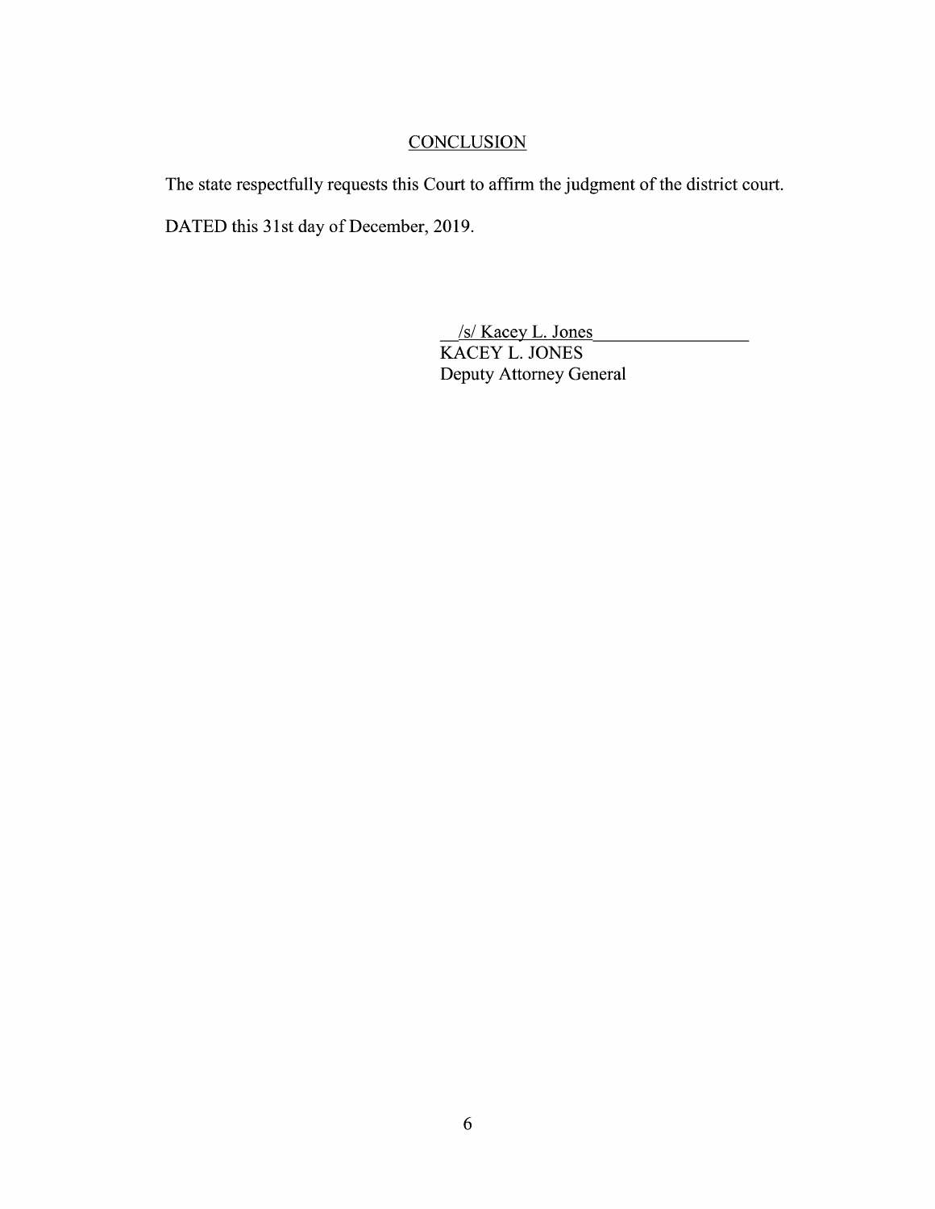## CONCLUSION

The state respectfully requests this Court to affirm the judgment of the district court.

DATED this 31st day of December, 2019.

/s/ Kacey L. Jones
KACEY L. JONES
Deputy Attorney General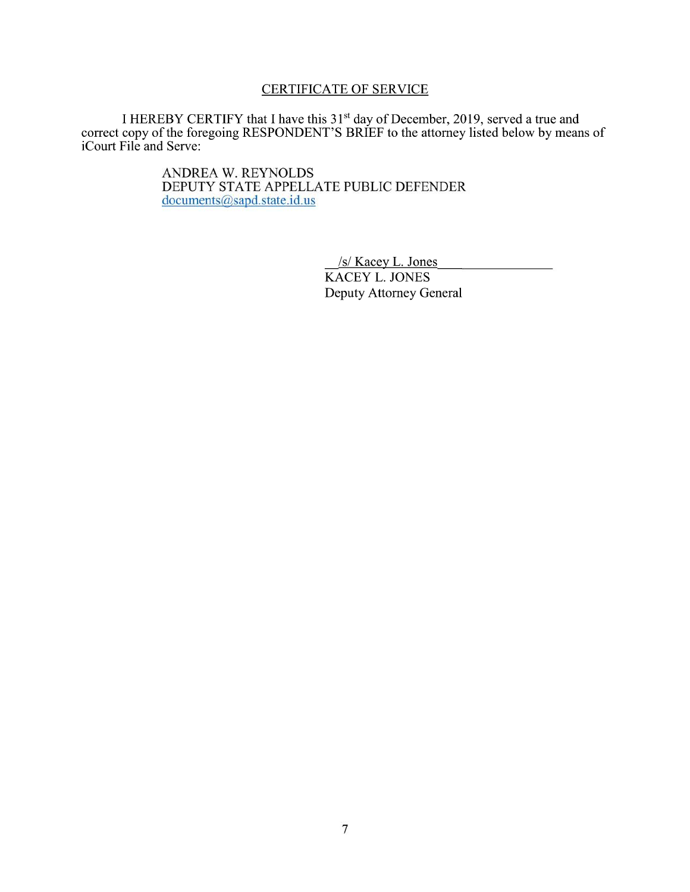## CERTIFICATE OF SERVICE

I HEREBY CERTIFY that I have this 31st day of December, 2019, served a true and correct copy of the foregoing RESPONDENT'S BRIEF to the attorney listed below by means of iCourt File and Serve:

ANDREA W. REYNOLDS
DEPUTY STATE APPELLATE PUBLIC DEFENDER
documents@sapd.state.id.us

/s/ Kacey L. Jones
KACEY L. JONES
Deputy Attorney General